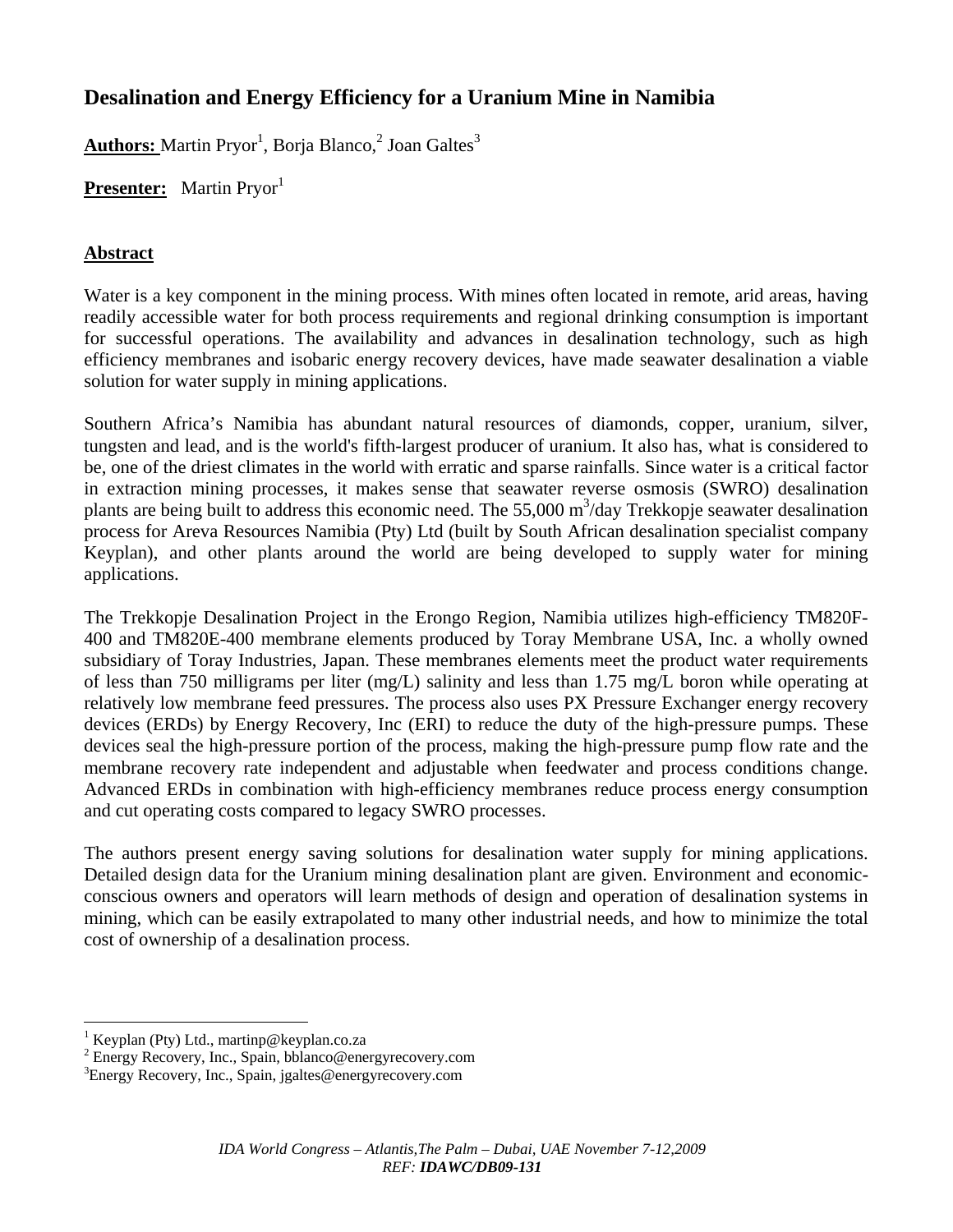# Desalination and Energy Efficiency for a Uranium Mine in Namibia

**Authors:** Martin Pryor[1], Borja Blanco,[2] Joan Galtes[3]

**Presenter:** Martin Pryor[1]

## Abstract

Water is a key component in the mining process. With mines often located in remote, arid areas, having readily accessible water for both process requirements and regional drinking consumption is important for successful operations. The availability and advances in desalination technology, such as high efficiency membranes and isobaric energy recovery devices, have made seawater desalination a viable solution for water supply in mining applications.

Southern Africa's Namibia has abundant natural resources of diamonds, copper, uranium, silver, tungsten and lead, and is the world's fifth-largest producer of uranium. It also has, what is considered to be, one of the driest climates in the world with erratic and sparse rainfalls. Since water is a critical factor in extraction mining processes, it makes sense that seawater reverse osmosis (SWRO) desalination plants are being built to address this economic need. The 55,000 $m^3$/day Trekkopje seawater desalination process for Areva Resources Namibia (Pty) Ltd (built by South African desalination specialist company Keyplan), and other plants around the world are being developed to supply water for mining applications.

The Trekkopje Desalination Project in the Erongo Region, Namibia utilizes high-efficiency TM820F-400 and TM820E-400 membrane elements produced by Toray Membrane USA, Inc. a wholly owned subsidiary of Toray Industries, Japan. These membranes elements meet the product water requirements of less than 750 milligrams per liter (mg/L) salinity and less than 1.75 mg/L boron while operating at relatively low membrane feed pressures. The process also uses PX Pressure Exchanger energy recovery devices (ERDs) by Energy Recovery, Inc (ERI) to reduce the duty of the high-pressure pumps. These devices seal the high-pressure portion of the process, making the high-pressure pump flow rate and the membrane recovery rate independent and adjustable when feedwater and process conditions change. Advanced ERDs in combination with high-efficiency membranes reduce process energy consumption and cut operating costs compared to legacy SWRO processes.

The authors present energy saving solutions for desalination water supply for mining applications. Detailed design data for the Uranium mining desalination plant are given. Environment and economic-conscious owners and operators will learn methods of design and operation of desalination systems in mining, which can be easily extrapolated to many other industrial needs, and how to minimize the total cost of ownership of a desalination process.

[1] Keyplan (Pty) Ltd., martinp@keyplan.co.za
[2] Energy Recovery, Inc., Spain, bblanco@energyrecovery.com
[3] Energy Recovery, Inc., Spain, jgaltes@energyrecovery.com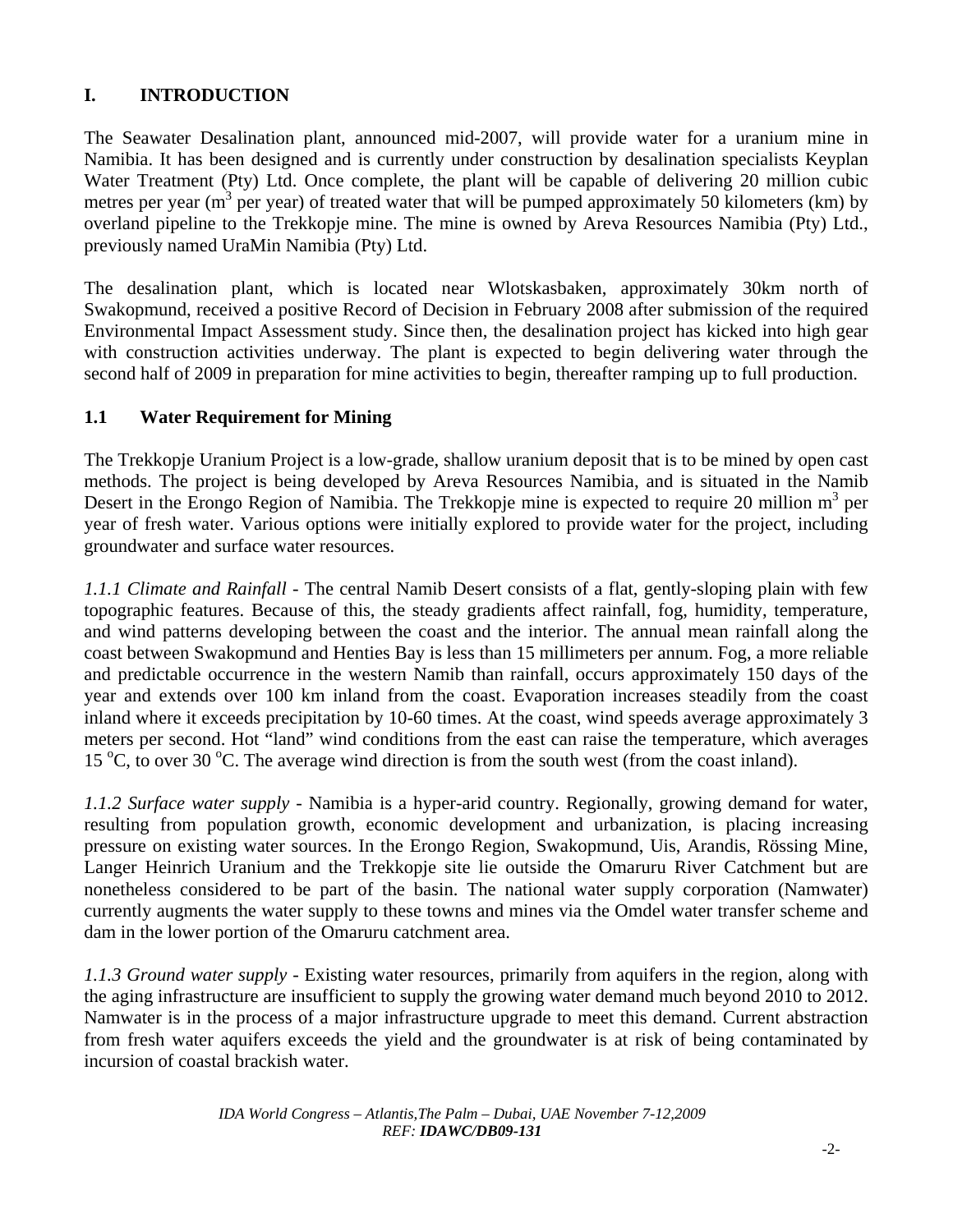## I. INTRODUCTION

The Seawater Desalination plant, announced mid-2007, will provide water for a uranium mine in Namibia. It has been designed and is currently under construction by desalination specialists Keyplan Water Treatment (Pty) Ltd. Once complete, the plant will be capable of delivering 20 million cubic metres per year ($m^3$ per year) of treated water that will be pumped approximately 50 kilometers (km) by overland pipeline to the Trekkopje mine. The mine is owned by Areva Resources Namibia (Pty) Ltd., previously named UraMin Namibia (Pty) Ltd.

The desalination plant, which is located near Wlotskasbaken, approximately 30km north of Swakopmund, received a positive Record of Decision in February 2008 after submission of the required Environmental Impact Assessment study. Since then, the desalination project has kicked into high gear with construction activities underway. The plant is expected to begin delivering water through the second half of 2009 in preparation for mine activities to begin, thereafter ramping up to full production.

### 1.1 Water Requirement for Mining

The Trekkopje Uranium Project is a low-grade, shallow uranium deposit that is to be mined by open cast methods. The project is being developed by Areva Resources Namibia, and is situated in the Namib Desert in the Erongo Region of Namibia. The Trekkopje mine is expected to require 20 million $m^3$ per year of fresh water. Various options were initially explored to provide water for the project, including groundwater and surface water resources.

*1.1.1 Climate and Rainfall* - The central Namib Desert consists of a flat, gently-sloping plain with few topographic features. Because of this, the steady gradients affect rainfall, fog, humidity, temperature, and wind patterns developing between the coast and the interior. The annual mean rainfall along the coast between Swakopmund and Henties Bay is less than 15 millimeters per annum. Fog, a more reliable and predictable occurrence in the western Namib than rainfall, occurs approximately 150 days of the year and extends over 100 km inland from the coast. Evaporation increases steadily from the coast inland where it exceeds precipitation by 10-60 times. At the coast, wind speeds average approximately 3 meters per second. Hot "land" wind conditions from the east can raise the temperature, which averages 15 $^{o}$C, to over 30 $^{o}$C. The average wind direction is from the south west (from the coast inland).

*1.1.2 Surface water supply* - Namibia is a hyper-arid country. Regionally, growing demand for water, resulting from population growth, economic development and urbanization, is placing increasing pressure on existing water sources. In the Erongo Region, Swakopmund, Uis, Arandis, Rössing Mine, Langer Heinrich Uranium and the Trekkopje site lie outside the Omaruru River Catchment but are nonetheless considered to be part of the basin. The national water supply corporation (Namwater) currently augments the water supply to these towns and mines via the Omdel water transfer scheme and dam in the lower portion of the Omaruru catchment area.

*1.1.3 Ground water supply* - Existing water resources, primarily from aquifers in the region, along with the aging infrastructure are insufficient to supply the growing water demand much beyond 2010 to 2012. Namwater is in the process of a major infrastructure upgrade to meet this demand. Current abstraction from fresh water aquifers exceeds the yield and the groundwater is at risk of being contaminated by incursion of coastal brackish water.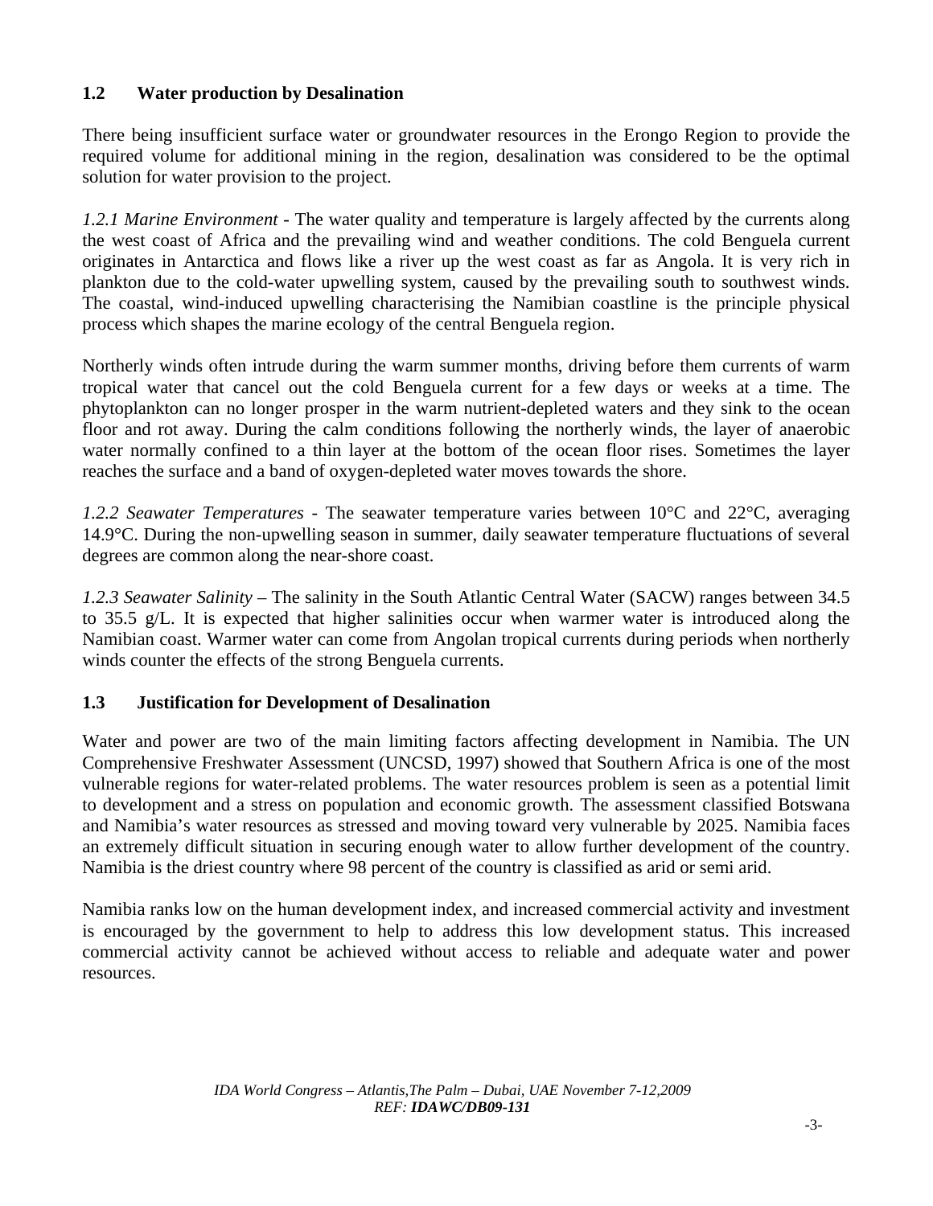## 1.2 Water production by Desalination

There being insufficient surface water or groundwater resources in the Erongo Region to provide the required volume for additional mining in the region, desalination was considered to be the optimal solution for water provision to the project.

*1.2.1 Marine Environment* - The water quality and temperature is largely affected by the currents along the west coast of Africa and the prevailing wind and weather conditions. The cold Benguela current originates in Antarctica and flows like a river up the west coast as far as Angola. It is very rich in plankton due to the cold-water upwelling system, caused by the prevailing south to southwest winds. The coastal, wind-induced upwelling characterising the Namibian coastline is the principle physical process which shapes the marine ecology of the central Benguela region.

Northerly winds often intrude during the warm summer months, driving before them currents of warm tropical water that cancel out the cold Benguela current for a few days or weeks at a time. The phytoplankton can no longer prosper in the warm nutrient-depleted waters and they sink to the ocean floor and rot away. During the calm conditions following the northerly winds, the layer of anaerobic water normally confined to a thin layer at the bottom of the ocean floor rises. Sometimes the layer reaches the surface and a band of oxygen-depleted water moves towards the shore.

*1.2.2 Seawater Temperatures* - The seawater temperature varies between 10°C and 22°C, averaging 14.9°C. During the non-upwelling season in summer, daily seawater temperature fluctuations of several degrees are common along the near-shore coast.

*1.2.3 Seawater Salinity* – The salinity in the South Atlantic Central Water (SACW) ranges between 34.5 to 35.5 g/L. It is expected that higher salinities occur when warmer water is introduced along the Namibian coast. Warmer water can come from Angolan tropical currents during periods when northerly winds counter the effects of the strong Benguela currents.

## 1.3 Justification for Development of Desalination

Water and power are two of the main limiting factors affecting development in Namibia. The UN Comprehensive Freshwater Assessment (UNCSD, 1997) showed that Southern Africa is one of the most vulnerable regions for water-related problems. The water resources problem is seen as a potential limit to development and a stress on population and economic growth. The assessment classified Botswana and Namibia's water resources as stressed and moving toward very vulnerable by 2025. Namibia faces an extremely difficult situation in securing enough water to allow further development of the country. Namibia is the driest country where 98 percent of the country is classified as arid or semi arid.

Namibia ranks low on the human development index, and increased commercial activity and investment is encouraged by the government to help to address this low development status. This increased commercial activity cannot be achieved without access to reliable and adequate water and power resources.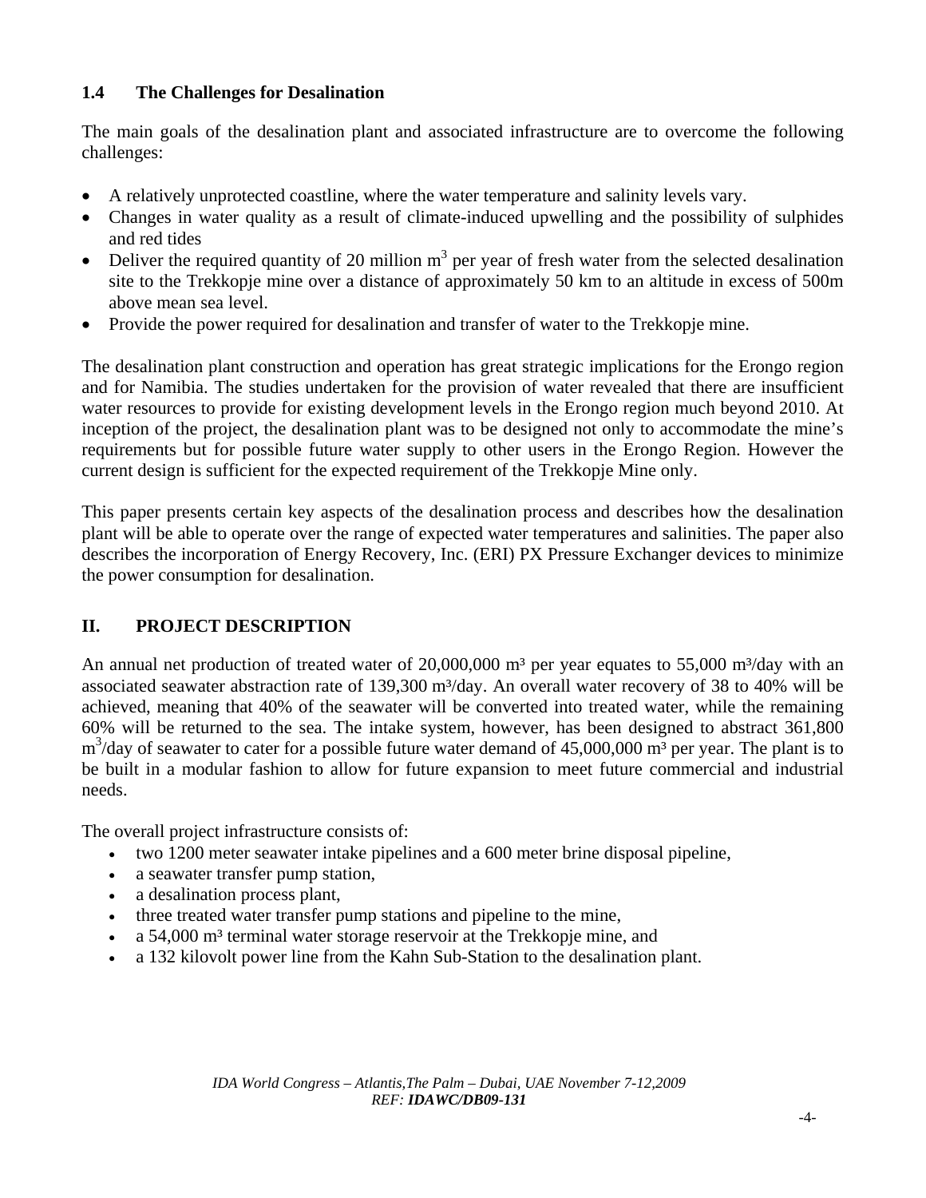### 1.4 The Challenges for Desalination

The main goals of the desalination plant and associated infrastructure are to overcome the following challenges:

- A relatively unprotected coastline, where the water temperature and salinity levels vary.
- Changes in water quality as a result of climate-induced upwelling and the possibility of sulphides and red tides
- Deliver the required quantity of 20 million m$^3$ per year of fresh water from the selected desalination site to the Trekkopje mine over a distance of approximately 50 km to an altitude in excess of 500m above mean sea level.
- Provide the power required for desalination and transfer of water to the Trekkopje mine.

The desalination plant construction and operation has great strategic implications for the Erongo region and for Namibia. The studies undertaken for the provision of water revealed that there are insufficient water resources to provide for existing development levels in the Erongo region much beyond 2010. At inception of the project, the desalination plant was to be designed not only to accommodate the mine's requirements but for possible future water supply to other users in the Erongo Region. However the current design is sufficient for the expected requirement of the Trekkopje Mine only.

This paper presents certain key aspects of the desalination process and describes how the desalination plant will be able to operate over the range of expected water temperatures and salinities. The paper also describes the incorporation of Energy Recovery, Inc. (ERI) PX Pressure Exchanger devices to minimize the power consumption for desalination.

## II. PROJECT DESCRIPTION

An annual net production of treated water of 20,000,000 m$^3$ per year equates to 55,000 m$^3$/day with an associated seawater abstraction rate of 139,300 m$^3$/day. An overall water recovery of 38 to 40% will be achieved, meaning that 40% of the seawater will be converted into treated water, while the remaining 60% will be returned to the sea. The intake system, however, has been designed to abstract 361,800 m$^3$/day of seawater to cater for a possible future water demand of 45,000,000 m$^3$ per year. The plant is to be built in a modular fashion to allow for future expansion to meet future commercial and industrial needs.

The overall project infrastructure consists of:

- two 1200 meter seawater intake pipelines and a 600 meter brine disposal pipeline,
- a seawater transfer pump station,
- a desalination process plant,
- three treated water transfer pump stations and pipeline to the mine,
- a 54,000 m$^3$ terminal water storage reservoir at the Trekkopje mine, and
- a 132 kilovolt power line from the Kahn Sub-Station to the desalination plant.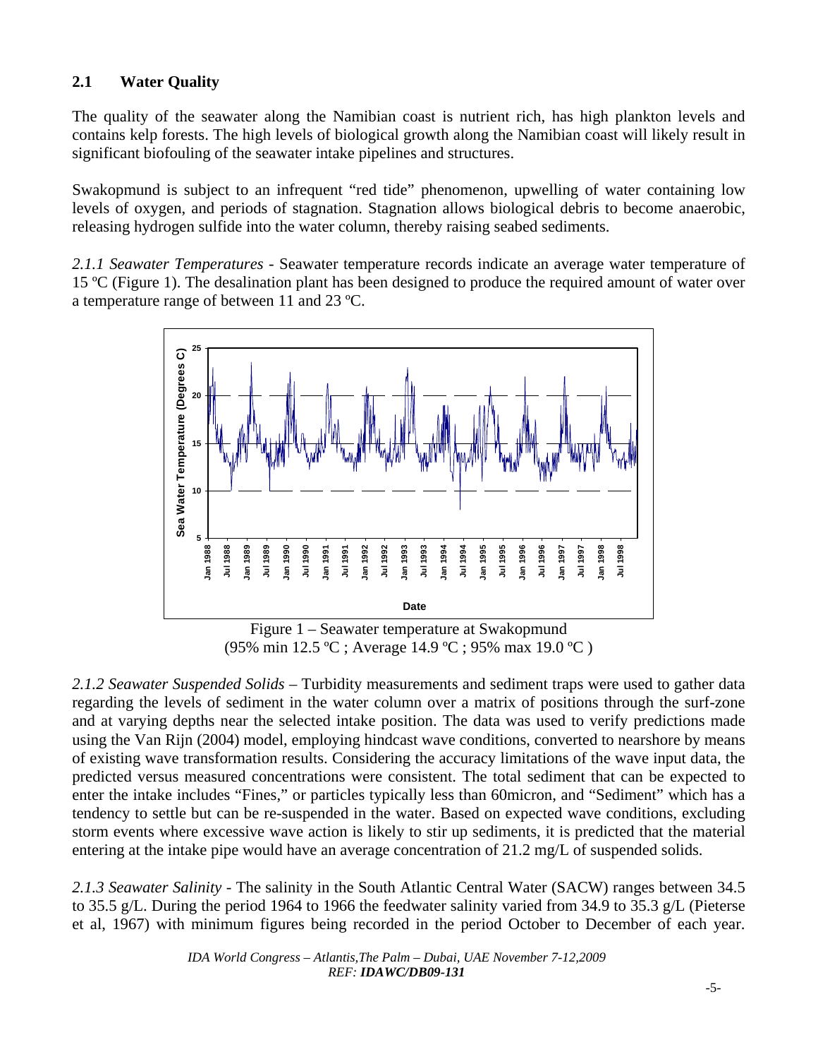## 2.1 Water Quality

The quality of the seawater along the Namibian coast is nutrient rich, has high plankton levels and contains kelp forests. The high levels of biological growth along the Namibian coast will likely result in significant biofouling of the seawater intake pipelines and structures.

Swakopmund is subject to an infrequent "red tide" phenomenon, upwelling of water containing low levels of oxygen, and periods of stagnation. Stagnation allows biological debris to become anaerobic, releasing hydrogen sulfide into the water column, thereby raising seabed sediments.

*2.1.1 Seawater Temperatures* - Seawater temperature records indicate an average water temperature of 15 ºC (Figure 1). The desalination plant has been designed to produce the required amount of water over a temperature range of between 11 and 23 ºC.

Figure 1 – Seawater temperature at Swakopmund
(95% min 12.5 ºC ; Average 14.9 ºC ; 95% max 19.0 ºC )

*2.1.2 Seawater Suspended Solids* – Turbidity measurements and sediment traps were used to gather data regarding the levels of sediment in the water column over a matrix of positions through the surf-zone and at varying depths near the selected intake position. The data was used to verify predictions made using the Van Rijn (2004) model, employing hindcast wave conditions, converted to nearshore by means of existing wave transformation results. Considering the accuracy limitations of the wave input data, the predicted versus measured concentrations were consistent. The total sediment that can be expected to enter the intake includes "Fines," or particles typically less than 60micron, and "Sediment" which has a tendency to settle but can be re-suspended in the water. Based on expected wave conditions, excluding storm events where excessive wave action is likely to stir up sediments, it is predicted that the material entering at the intake pipe would have an average concentration of 21.2 mg/L of suspended solids.

*2.1.3 Seawater Salinity* - The salinity in the South Atlantic Central Water (SACW) ranges between 34.5 to 35.5 g/L. During the period 1964 to 1966 the feedwater salinity varied from 34.9 to 35.3 g/L (Pieterse et al, 1967) with minimum figures being recorded in the period October to December of each year.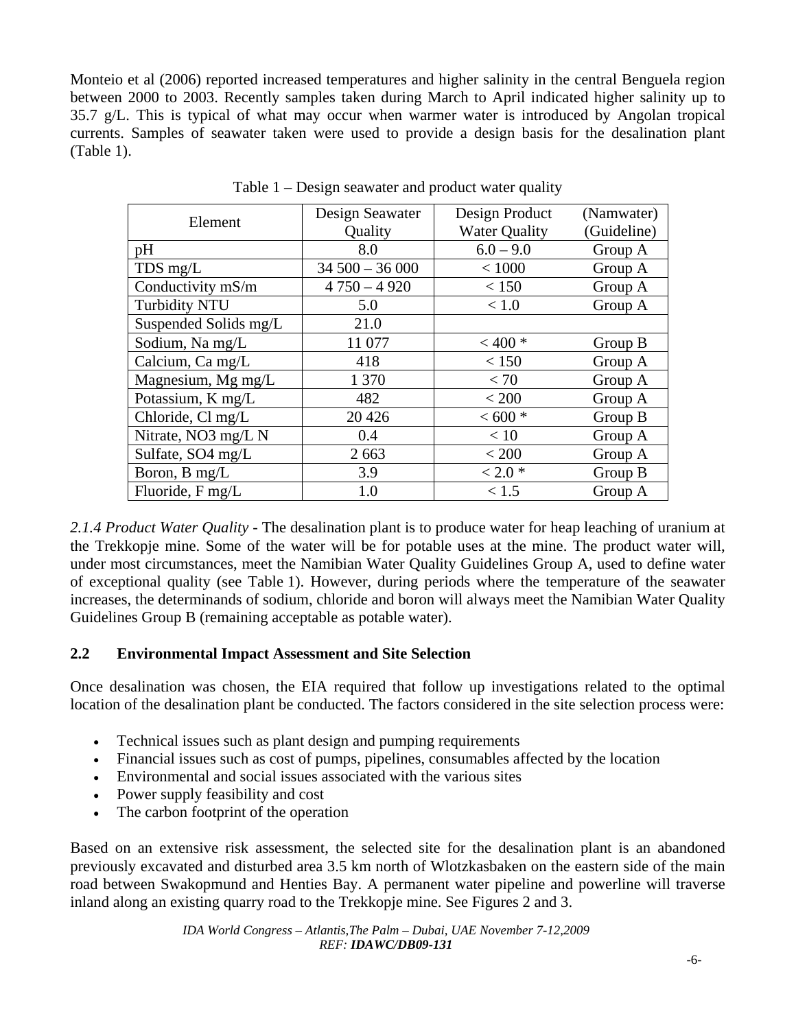Monteio et al (2006) reported increased temperatures and higher salinity in the central Benguela region between 2000 to 2003. Recently samples taken during March to April indicated higher salinity up to 35.7 g/L. This is typical of what may occur when warmer water is introduced by Angolan tropical currents. Samples of seawater taken were used to provide a design basis for the desalination plant (Table 1).

Table 1 – Design seawater and product water quality

| Element | Design Seawater Quality | Design Product Water Quality | (Namwater) (Guideline) |
|---|---|---|---|
| pH | 8.0 | 6.0 – 9.0 | Group A |
| TDS mg/L | 34 500 – 36 000 | < 1000 | Group A |
| Conductivity mS/m | 4 750 – 4 920 | < 150 | Group A |
| Turbidity NTU | 5.0 | < 1.0 | Group A |
| Suspended Solids mg/L | 21.0 | | |
| Sodium, Na mg/L | 11 077 | < 400 * | Group B |
| Calcium, Ca mg/L | 418 | < 150 | Group A |
| Magnesium, Mg mg/L | 1 370 | < 70 | Group A |
| Potassium, K mg/L | 482 | < 200 | Group A |
| Chloride, Cl mg/L | 20 426 | < 600 * | Group B |
| Nitrate, NO3 mg/L N | 0.4 | < 10 | Group A |
| Sulfate, SO4 mg/L | 2 663 | < 200 | Group A |
| Boron, B mg/L | 3.9 | < 2.0 * | Group B |
| Fluoride, F mg/L | 1.0 | < 1.5 | Group A |

*2.1.4 Product Water Quality* - The desalination plant is to produce water for heap leaching of uranium at the Trekkopje mine. Some of the water will be for potable uses at the mine. The product water will, under most circumstances, meet the Namibian Water Quality Guidelines Group A, used to define water of exceptional quality (see Table 1). However, during periods where the temperature of the seawater increases, the determinands of sodium, chloride and boron will always meet the Namibian Water Quality Guidelines Group B (remaining acceptable as potable water).

## 2.2 Environmental Impact Assessment and Site Selection

Once desalination was chosen, the EIA required that follow up investigations related to the optimal location of the desalination plant be conducted. The factors considered in the site selection process were:

- Technical issues such as plant design and pumping requirements
- Financial issues such as cost of pumps, pipelines, consumables affected by the location
- Environmental and social issues associated with the various sites
- Power supply feasibility and cost
- The carbon footprint of the operation

Based on an extensive risk assessment, the selected site for the desalination plant is an abandoned previously excavated and disturbed area 3.5 km north of Wlotzkasbaken on the eastern side of the main road between Swakopmund and Henties Bay. A permanent water pipeline and powerline will traverse inland along an existing quarry road to the Trekkopje mine. See Figures 2 and 3.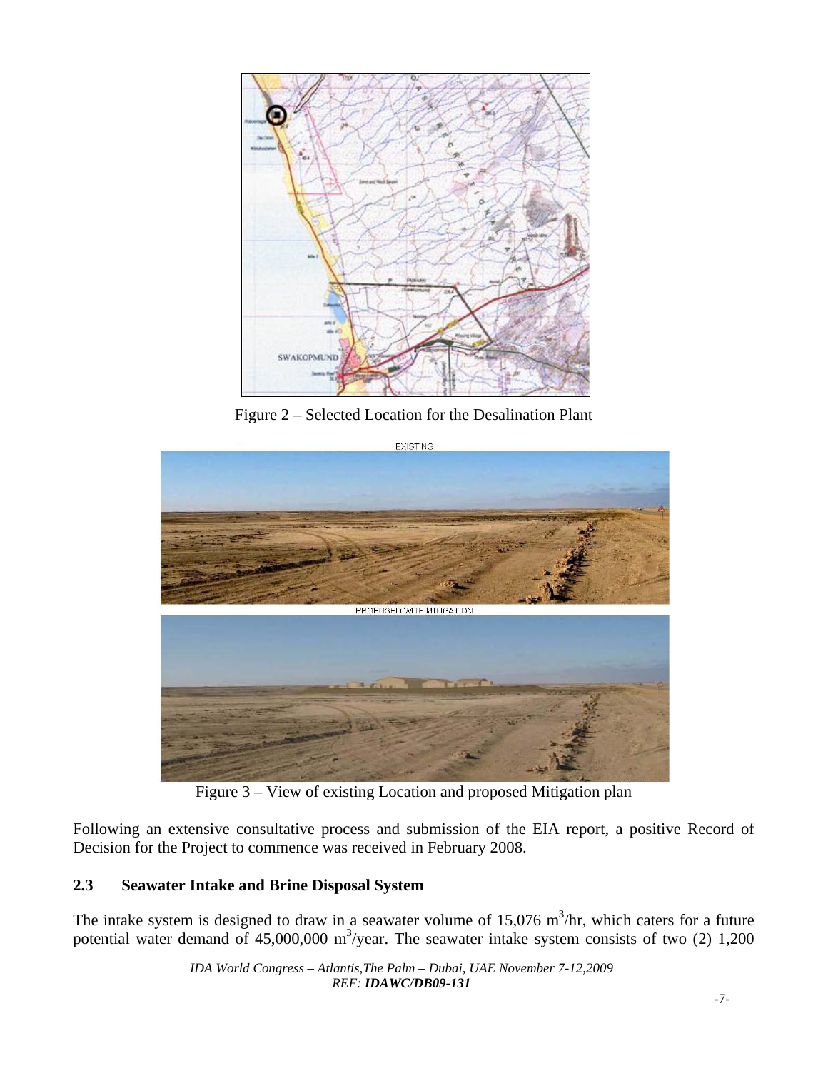Figure 2 – Selected Location for the Desalination Plant

EXISTING

PROPOSED WITH MITIGATION

Figure 3 – View of existing Location and proposed Mitigation plan

Following an extensive consultative process and submission of the EIA report, a positive Record of Decision for the Project to commence was received in February 2008.

### 2.3 Seawater Intake and Brine Disposal System

The intake system is designed to draw in a seawater volume of 15,076 $m^3$/hr, which caters for a future potential water demand of 45,000,000 $m^3$/year. The seawater intake system consists of two (2) 1,200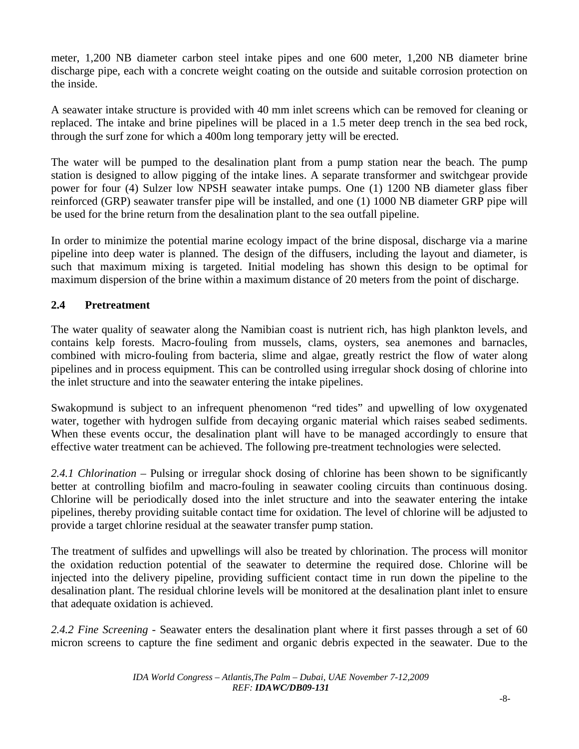meter, 1,200 NB diameter carbon steel intake pipes and one 600 meter, 1,200 NB diameter brine discharge pipe, each with a concrete weight coating on the outside and suitable corrosion protection on the inside.

A seawater intake structure is provided with 40 mm inlet screens which can be removed for cleaning or replaced. The intake and brine pipelines will be placed in a 1.5 meter deep trench in the sea bed rock, through the surf zone for which a 400m long temporary jetty will be erected.

The water will be pumped to the desalination plant from a pump station near the beach. The pump station is designed to allow pigging of the intake lines. A separate transformer and switchgear provide power for four (4) Sulzer low NPSH seawater intake pumps. One (1) 1200 NB diameter glass fiber reinforced (GRP) seawater transfer pipe will be installed, and one (1) 1000 NB diameter GRP pipe will be used for the brine return from the desalination plant to the sea outfall pipeline.

In order to minimize the potential marine ecology impact of the brine disposal, discharge via a marine pipeline into deep water is planned. The design of the diffusers, including the layout and diameter, is such that maximum mixing is targeted. Initial modeling has shown this design to be optimal for maximum dispersion of the brine within a maximum distance of 20 meters from the point of discharge.

## 2.4 Pretreatment

The water quality of seawater along the Namibian coast is nutrient rich, has high plankton levels, and contains kelp forests. Macro-fouling from mussels, clams, oysters, sea anemones and barnacles, combined with micro-fouling from bacteria, slime and algae, greatly restrict the flow of water along pipelines and in process equipment. This can be controlled using irregular shock dosing of chlorine into the inlet structure and into the seawater entering the intake pipelines.

Swakopmund is subject to an infrequent phenomenon "red tides" and upwelling of low oxygenated water, together with hydrogen sulfide from decaying organic material which raises seabed sediments. When these events occur, the desalination plant will have to be managed accordingly to ensure that effective water treatment can be achieved. The following pre-treatment technologies were selected.

*2.4.1 Chlorination* – Pulsing or irregular shock dosing of chlorine has been shown to be significantly better at controlling biofilm and macro-fouling in seawater cooling circuits than continuous dosing. Chlorine will be periodically dosed into the inlet structure and into the seawater entering the intake pipelines, thereby providing suitable contact time for oxidation. The level of chlorine will be adjusted to provide a target chlorine residual at the seawater transfer pump station.

The treatment of sulfides and upwellings will also be treated by chlorination. The process will monitor the oxidation reduction potential of the seawater to determine the required dose. Chlorine will be injected into the delivery pipeline, providing sufficient contact time in run down the pipeline to the desalination plant. The residual chlorine levels will be monitored at the desalination plant inlet to ensure that adequate oxidation is achieved.

*2.4.2 Fine Screening* - Seawater enters the desalination plant where it first passes through a set of 60 micron screens to capture the fine sediment and organic debris expected in the seawater. Due to the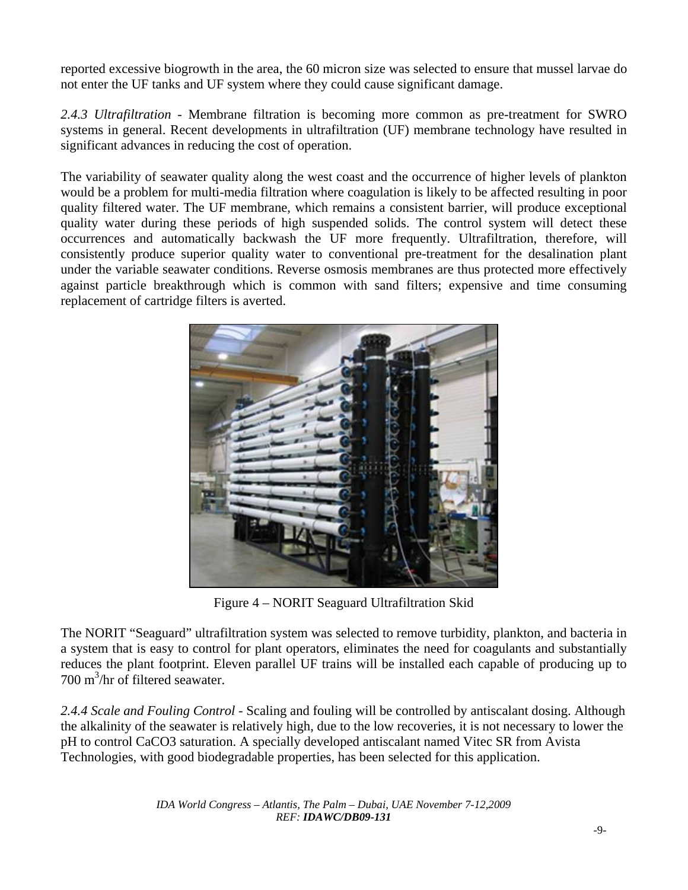reported excessive biogrowth in the area, the 60 micron size was selected to ensure that mussel larvae do not enter the UF tanks and UF system where they could cause significant damage.

*2.4.3 Ultrafiltration* - Membrane filtration is becoming more common as pre-treatment for SWRO systems in general. Recent developments in ultrafiltration (UF) membrane technology have resulted in significant advances in reducing the cost of operation.

The variability of seawater quality along the west coast and the occurrence of higher levels of plankton would be a problem for multi-media filtration where coagulation is likely to be affected resulting in poor quality filtered water. The UF membrane, which remains a consistent barrier, will produce exceptional quality water during these periods of high suspended solids. The control system will detect these occurrences and automatically backwash the UF more frequently. Ultrafiltration, therefore, will consistently produce superior quality water to conventional pre-treatment for the desalination plant under the variable seawater conditions. Reverse osmosis membranes are thus protected more effectively against particle breakthrough which is common with sand filters; expensive and time consuming replacement of cartridge filters is averted.

Figure 4 – NORIT Seaguard Ultrafiltration Skid

The NORIT "Seaguard" ultrafiltration system was selected to remove turbidity, plankton, and bacteria in a system that is easy to control for plant operators, eliminates the need for coagulants and substantially reduces the plant footprint. Eleven parallel UF trains will be installed each capable of producing up to 700 $m^3$/hr of filtered seawater.

*2.4.4 Scale and Fouling Control* - Scaling and fouling will be controlled by antiscalant dosing. Although the alkalinity of the seawater is relatively high, due to the low recoveries, it is not necessary to lower the pH to control $CaCO_3$ saturation. A specially developed antiscalant named Vitec SR from Avista Technologies, with good biodegradable properties, has been selected for this application.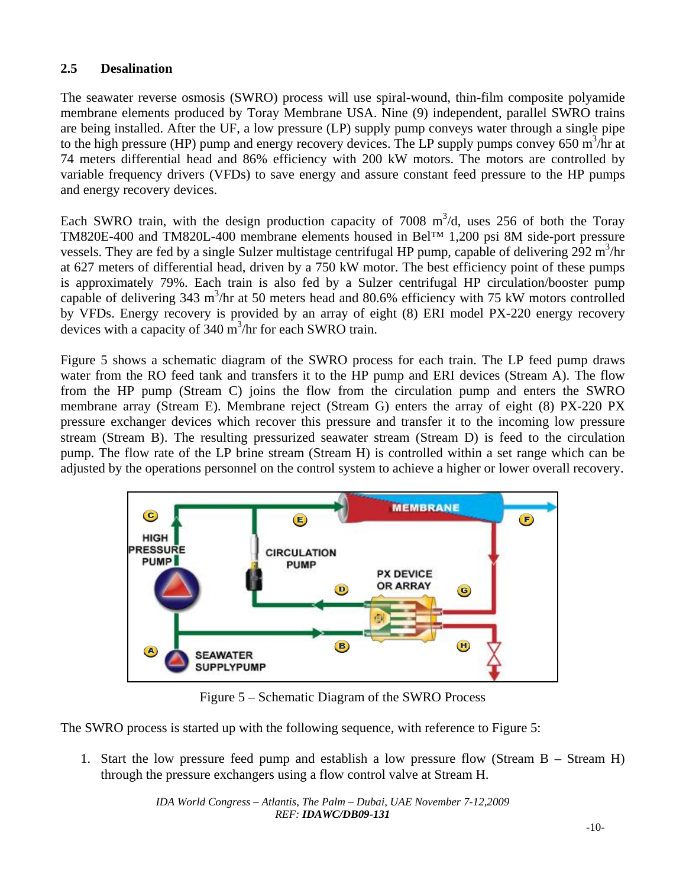### 2.5 Desalination

The seawater reverse osmosis (SWRO) process will use spiral-wound, thin-film composite polyamide membrane elements produced by Toray Membrane USA. Nine (9) independent, parallel SWRO trains are being installed. After the UF, a low pressure (LP) supply pump conveys water through a single pipe to the high pressure (HP) pump and energy recovery devices. The LP supply pumps convey 650 $m^3$/hr at 74 meters differential head and 86% efficiency with 200 kW motors. The motors are controlled by variable frequency drivers (VFDs) to save energy and assure constant feed pressure to the HP pumps and energy recovery devices.

Each SWRO train, with the design production capacity of 7008 $m^3$/d, uses 256 of both the Toray TM820E-400 and TM820L-400 membrane elements housed in Bel™ 1,200 psi 8M side-port pressure vessels. They are fed by a single Sulzer multistage centrifugal HP pump, capable of delivering 292 $m^3$/hr at 627 meters of differential head, driven by a 750 kW motor. The best efficiency point of these pumps is approximately 79%. Each train is also fed by a Sulzer centrifugal HP circulation/booster pump capable of delivering 343 $m^3$/hr at 50 meters head and 80.6% efficiency with 75 kW motors controlled by VFDs. Energy recovery is provided by an array of eight (8) ERI model PX-220 energy recovery devices with a capacity of 340 $m^3$/hr for each SWRO train.

Figure 5 shows a schematic diagram of the SWRO process for each train. The LP feed pump draws water from the RO feed tank and transfers it to the HP pump and ERI devices (Stream A). The flow from the HP pump (Stream C) joins the flow from the circulation pump and enters the SWRO membrane array (Stream E). Membrane reject (Stream G) enters the array of eight (8) PX-220 PX pressure exchanger devices which recover this pressure and transfer it to the incoming low pressure stream (Stream B). The resulting pressurized seawater stream (Stream D) is feed to the circulation pump. The flow rate of the LP brine stream (Stream H) is controlled within a set range which can be adjusted by the operations personnel on the control system to achieve a higher or lower overall recovery.

Figure 5 – Schematic Diagram of the SWRO Process

The SWRO process is started up with the following sequence, with reference to Figure 5:

1. Start the low pressure feed pump and establish a low pressure flow (Stream B – Stream H) through the pressure exchangers using a flow control valve at Stream H.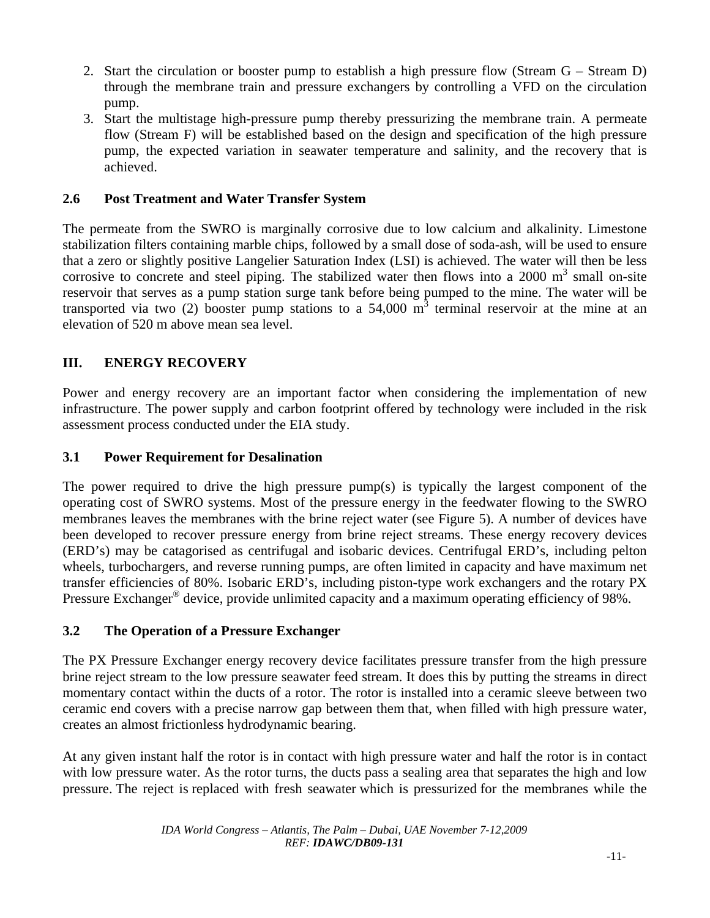2. Start the circulation or booster pump to establish a high pressure flow (Stream G – Stream D) through the membrane train and pressure exchangers by controlling a VFD on the circulation pump.
3. Start the multistage high-pressure pump thereby pressurizing the membrane train. A permeate flow (Stream F) will be established based on the design and specification of the high pressure pump, the expected variation in seawater temperature and salinity, and the recovery that is achieved.

### 2.6 Post Treatment and Water Transfer System

The permeate from the SWRO is marginally corrosive due to low calcium and alkalinity. Limestone stabilization filters containing marble chips, followed by a small dose of soda-ash, will be used to ensure that a zero or slightly positive Langelier Saturation Index (LSI) is achieved. The water will then be less corrosive to concrete and steel piping. The stabilized water then flows into a 2000 $m^3$ small on-site reservoir that serves as a pump station surge tank before being pumped to the mine. The water will be transported via two (2) booster pump stations to a 54,000 $m^3$ terminal reservoir at the mine at an elevation of 520 m above mean sea level.

## III. ENERGY RECOVERY

Power and energy recovery are an important factor when considering the implementation of new infrastructure. The power supply and carbon footprint offered by technology were included in the risk assessment process conducted under the EIA study.

### 3.1 Power Requirement for Desalination

The power required to drive the high pressure pump(s) is typically the largest component of the operating cost of SWRO systems. Most of the pressure energy in the feedwater flowing to the SWRO membranes leaves the membranes with the brine reject water (see Figure 5). A number of devices have been developed to recover pressure energy from brine reject streams. These energy recovery devices (ERD's) may be catagorised as centrifugal and isobaric devices. Centrifugal ERD's, including pelton wheels, turbochargers, and reverse running pumps, are often limited in capacity and have maximum net transfer efficiencies of 80%. Isobaric ERD's, including piston-type work exchangers and the rotary PX Pressure Exchanger® device, provide unlimited capacity and a maximum operating efficiency of 98%.

### 3.2 The Operation of a Pressure Exchanger

The PX Pressure Exchanger energy recovery device facilitates pressure transfer from the high pressure brine reject stream to the low pressure seawater feed stream. It does this by putting the streams in direct momentary contact within the ducts of a rotor. The rotor is installed into a ceramic sleeve between two ceramic end covers with a precise narrow gap between them that, when filled with high pressure water, creates an almost frictionless hydrodynamic bearing.

At any given instant half the rotor is in contact with high pressure water and half the rotor is in contact with low pressure water. As the rotor turns, the ducts pass a sealing area that separates the high and low pressure. The reject is replaced with fresh seawater which is pressurized for the membranes while the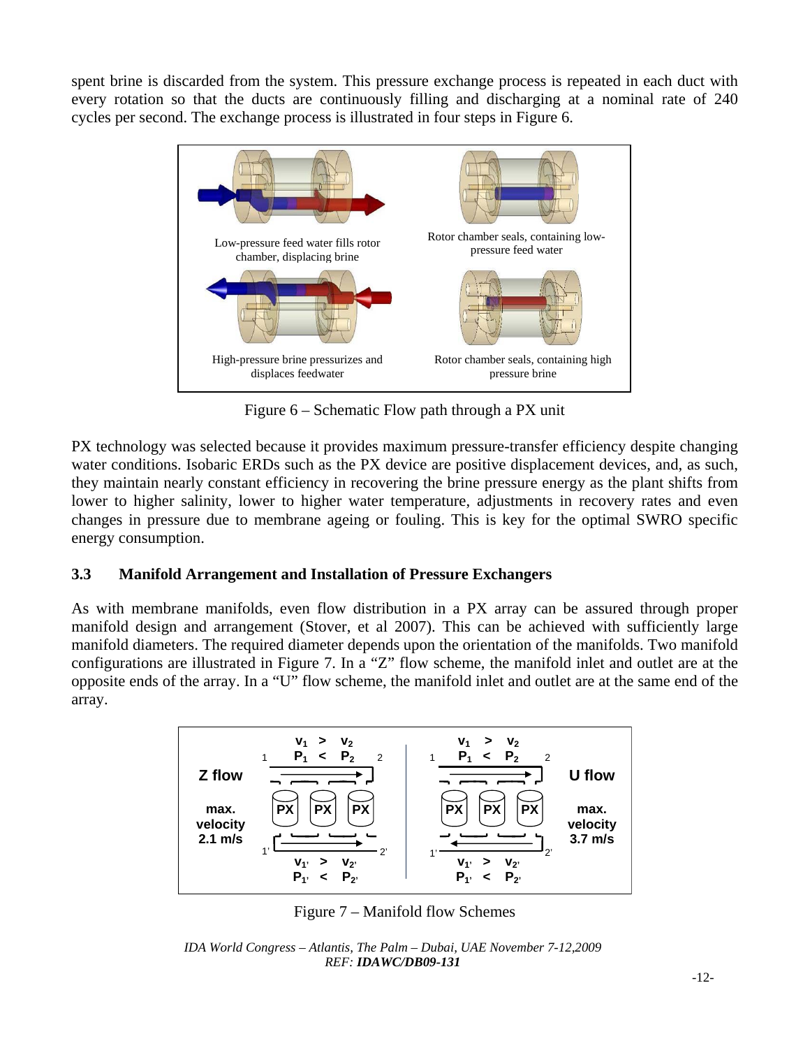spent brine is discarded from the system. This pressure exchange process is repeated in each duct with every rotation so that the ducts are continuously filling and discharging at a nominal rate of 240 cycles per second. The exchange process is illustrated in four steps in Figure 6.

Low-pressure feed water fills rotor chamber, displacing brine

Rotor chamber seals, containing low-pressure feed water

High-pressure brine pressurizes and displaces feedwater

Rotor chamber seals, containing high pressure brine

Figure 6 – Schematic Flow path through a PX unit

PX technology was selected because it provides maximum pressure-transfer efficiency despite changing water conditions. Isobaric ERDs such as the PX device are positive displacement devices, and, as such, they maintain nearly constant efficiency in recovering the brine pressure energy as the plant shifts from lower to higher salinity, lower to higher water temperature, adjustments in recovery rates and even changes in pressure due to membrane ageing or fouling. This is key for the optimal SWRO specific energy consumption.

### 3.3 Manifold Arrangement and Installation of Pressure Exchangers

As with membrane manifolds, even flow distribution in a PX array can be assured through proper manifold design and arrangement (Stover, et al 2007). This can be achieved with sufficiently large manifold diameters. The required diameter depends upon the orientation of the manifolds. Two manifold configurations are illustrated in Figure 7. In a "Z" flow scheme, the manifold inlet and outlet are at the opposite ends of the array. In a "U" flow scheme, the manifold inlet and outlet are at the same end of the array.

**Z flow** — $v_1 > v_2$, $P_1 < P_2$; $v_{1'} > v_{2'}$, $P_{1'} < P_{2'}$ — **max. velocity 2.1 m/s**

**U flow** — $v_1 > v_2$, $P_1 < P_2$; $v_{1'} > v_{2'}$, $P_{1'} < P_{2'}$ — **max. velocity 3.7 m/s**

Figure 7 – Manifold flow Schemes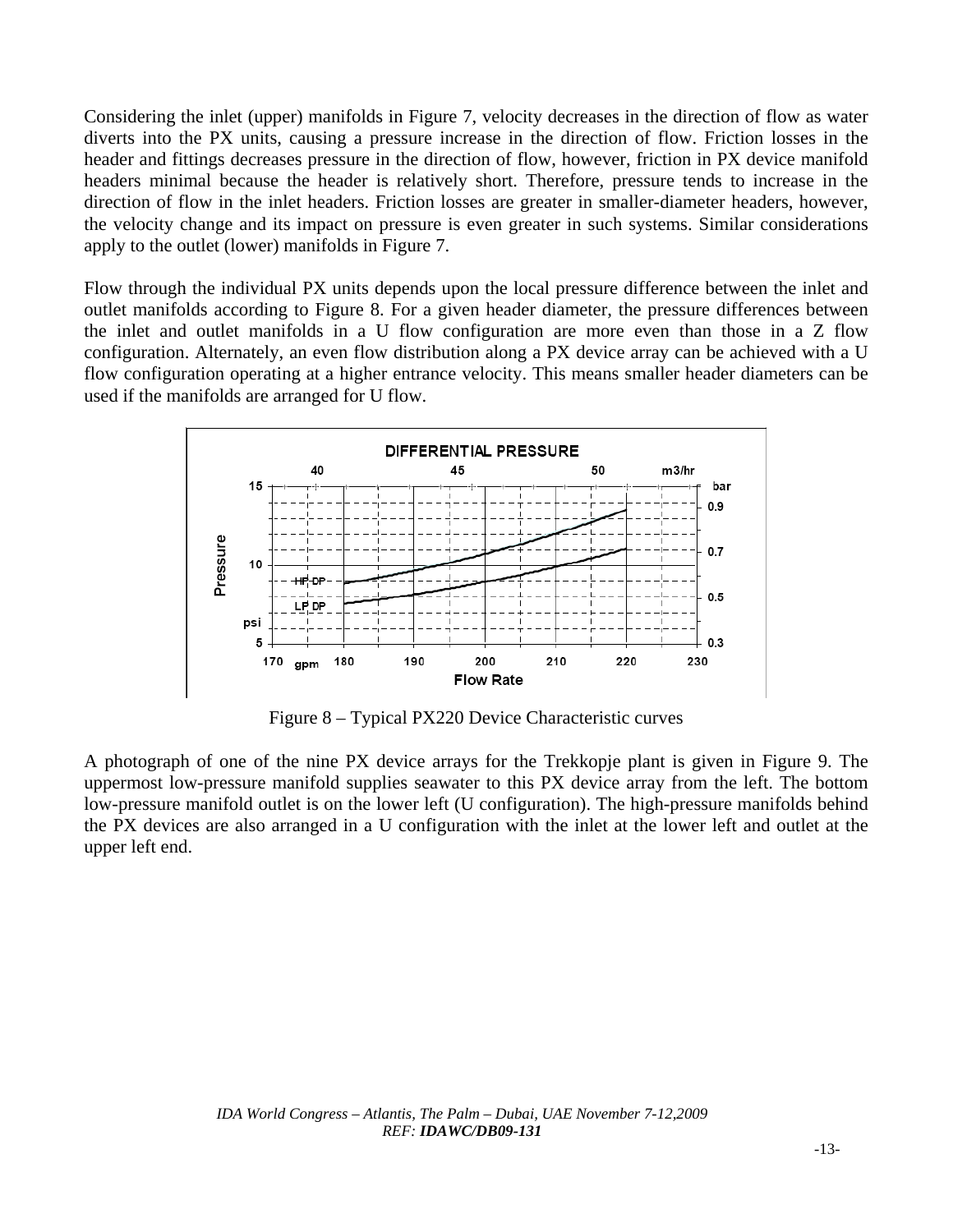Considering the inlet (upper) manifolds in Figure 7, velocity decreases in the direction of flow as water diverts into the PX units, causing a pressure increase in the direction of flow. Friction losses in the header and fittings decreases pressure in the direction of flow, however, friction in PX device manifold headers minimal because the header is relatively short. Therefore, pressure tends to increase in the direction of flow in the inlet headers. Friction losses are greater in smaller-diameter headers, however, the velocity change and its impact on pressure is even greater in such systems. Similar considerations apply to the outlet (lower) manifolds in Figure 7.

Flow through the individual PX units depends upon the local pressure difference between the inlet and outlet manifolds according to Figure 8. For a given header diameter, the pressure differences between the inlet and outlet manifolds in a U flow configuration are more even than those in a Z flow configuration. Alternately, an even flow distribution along a PX device array can be achieved with a U flow configuration operating at a higher entrance velocity. This means smaller header diameters can be used if the manifolds are arranged for U flow.

Figure 8 – Typical PX220 Device Characteristic curves

A photograph of one of the nine PX device arrays for the Trekkopje plant is given in Figure 9. The uppermost low-pressure manifold supplies seawater to this PX device array from the left. The bottom low-pressure manifold outlet is on the lower left (U configuration). The high-pressure manifolds behind the PX devices are also arranged in a U configuration with the inlet at the lower left and outlet at the upper left end.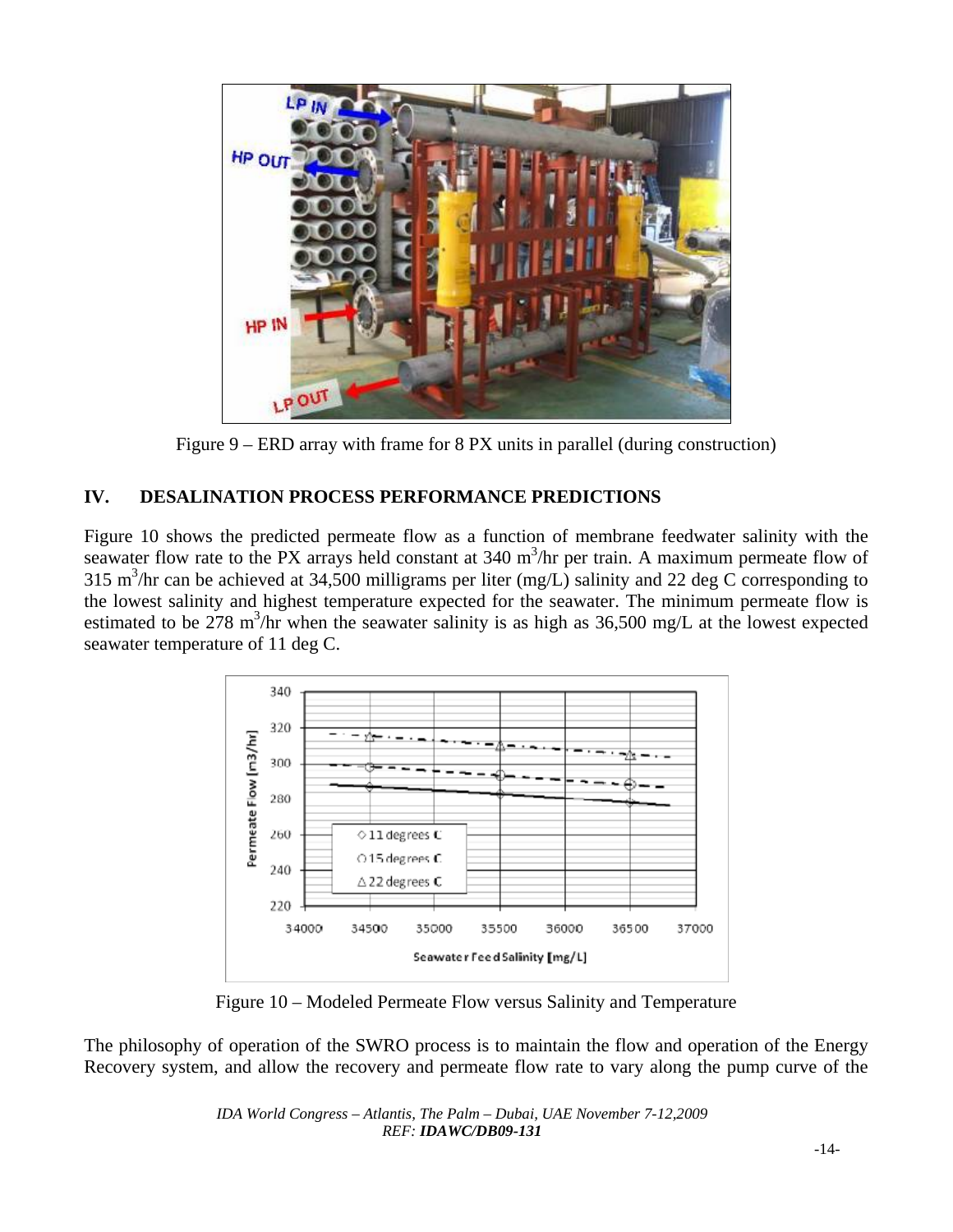Figure 9 – ERD array with frame for 8 PX units in parallel (during construction)

## IV. DESALINATION PROCESS PERFORMANCE PREDICTIONS

Figure 10 shows the predicted permeate flow as a function of membrane feedwater salinity with the seawater flow rate to the PX arrays held constant at 340 $m^3$/hr per train. A maximum permeate flow of 315 $m^3$/hr can be achieved at 34,500 milligrams per liter (mg/L) salinity and 22 deg C corresponding to the lowest salinity and highest temperature expected for the seawater. The minimum permeate flow is estimated to be 278 $m^3$/hr when the seawater salinity is as high as 36,500 mg/L at the lowest expected seawater temperature of 11 deg C.

Figure 10 – Modeled Permeate Flow versus Salinity and Temperature

The philosophy of operation of the SWRO process is to maintain the flow and operation of the Energy Recovery system, and allow the recovery and permeate flow rate to vary along the pump curve of the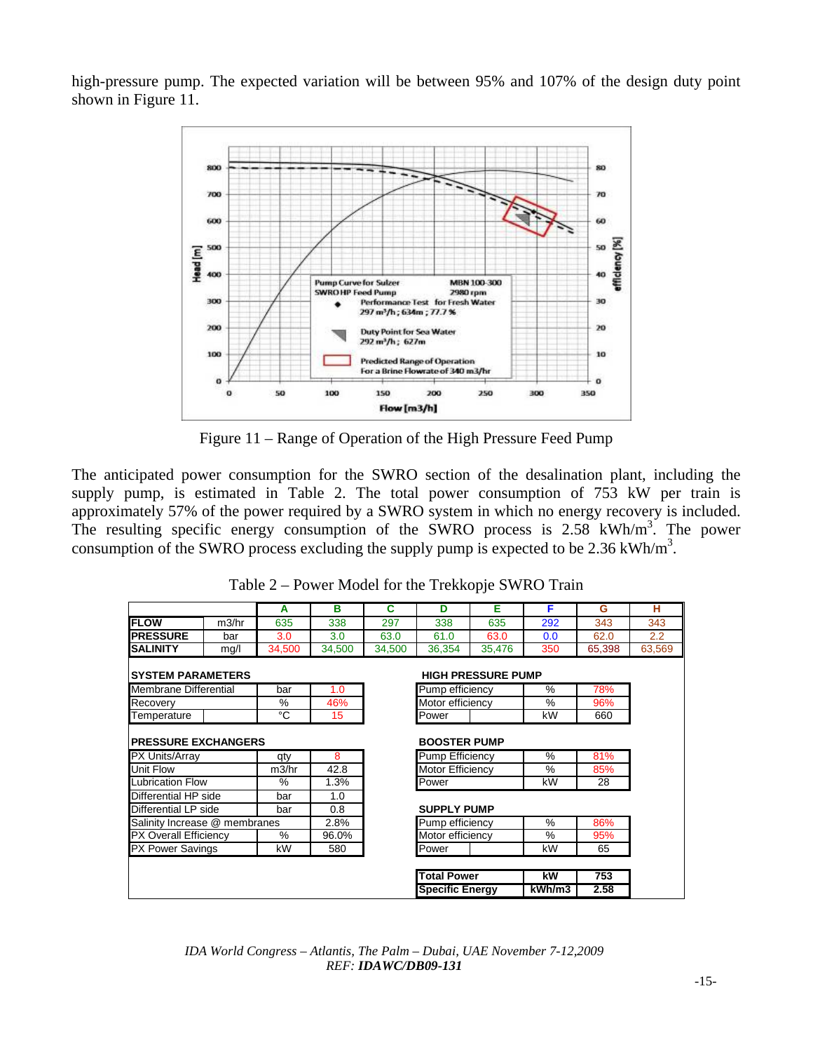high-pressure pump. The expected variation will be between 95% and 107% of the design duty point shown in Figure 11.

Figure 11 – Range of Operation of the High Pressure Feed Pump

The anticipated power consumption for the SWRO section of the desalination plant, including the supply pump, is estimated in Table 2. The total power consumption of 753 kW per train is approximately 57% of the power required by a SWRO system in which no energy recovery is included. The resulting specific energy consumption of the SWRO process is 2.58 kWh/m$^3$. The power consumption of the SWRO process excluding the supply pump is expected to be 2.36 kWh/m$^3$.

Table 2 – Power Model for the Trekkopje SWRO Train

| | | A | B | C | D | E | F | G | H |
|---|---|---|---|---|---|---|---|---|---|
| **FLOW** | m3/hr | 635 | 338 | 297 | 338 | 635 | 292 | 343 | 343 |
| **PRESSURE** | bar | 3.0 | 3.0 | 63.0 | 61.0 | 63.0 | 0.0 | 62.0 | 2.2 |
| **SALINITY** | mg/l | 34,500 | 34,500 | 34,500 | 36,354 | 35,476 | 350 | 65,398 | 63,569 |

| **SYSTEM PARAMETERS** | | |
|---|---|---|
| Membrane Differential | bar | 1.0 |
| Recovery | % | 46% |
| Temperature | °C | 15 |

| **PRESSURE EXCHANGERS** | | |
|---|---|---|
| PX Units/Array | qty | 8 |
| Unit Flow | m3/hr | 42.8 |
| Lubrication Flow | % | 1.3% |
| Differential HP side | bar | 1.0 |
| Differential LP side | bar | 0.8 |
| Salinity Increase @ membranes | | 2.8% |
| PX Overall Efficiency | % | 96.0% |
| PX Power Savings | kW | 580 |

| **HIGH PRESSURE PUMP** | | |
|---|---|---|
| Pump efficiency | % | 78% |
| Motor efficiency | % | 96% |
| Power | kW | 660 |

| **BOOSTER PUMP** | | |
|---|---|---|
| Pump Efficiency | % | 81% |
| Motor Efficiency | % | 85% |
| Power | kW | 28 |

| **SUPPLY PUMP** | | |
|---|---|---|
| Pump efficiency | % | 86% |
| Motor efficiency | % | 95% |
| Power | kW | 65 |

| | | |
|---|---|---|
| **Total Power** | **kW** | **753** |
| **Specific Energy** | **kWh/m3** | **2.58** |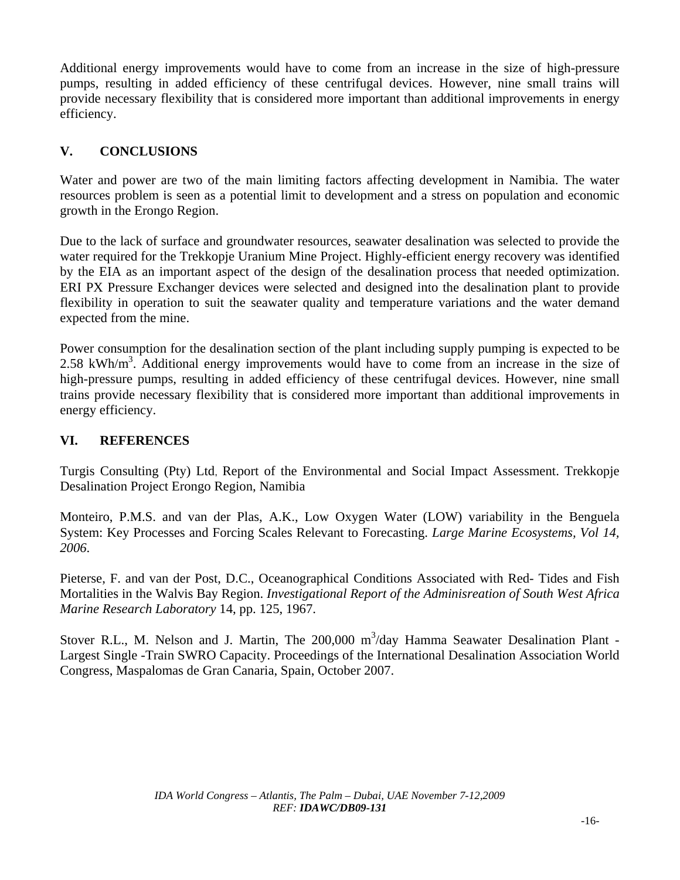Additional energy improvements would have to come from an increase in the size of high-pressure pumps, resulting in added efficiency of these centrifugal devices. However, nine small trains will provide necessary flexibility that is considered more important than additional improvements in energy efficiency.

## V. CONCLUSIONS

Water and power are two of the main limiting factors affecting development in Namibia. The water resources problem is seen as a potential limit to development and a stress on population and economic growth in the Erongo Region.

Due to the lack of surface and groundwater resources, seawater desalination was selected to provide the water required for the Trekkopje Uranium Mine Project. Highly-efficient energy recovery was identified by the EIA as an important aspect of the design of the desalination process that needed optimization. ERI PX Pressure Exchanger devices were selected and designed into the desalination plant to provide flexibility in operation to suit the seawater quality and temperature variations and the water demand expected from the mine.

Power consumption for the desalination section of the plant including supply pumping is expected to be 2.58 kWh/$m^3$. Additional energy improvements would have to come from an increase in the size of high-pressure pumps, resulting in added efficiency of these centrifugal devices. However, nine small trains provide necessary flexibility that is considered more important than additional improvements in energy efficiency.

## VI. REFERENCES

Turgis Consulting (Pty) Ltd, Report of the Environmental and Social Impact Assessment. Trekkopje Desalination Project Erongo Region, Namibia

Monteiro, P.M.S. and van der Plas, A.K., Low Oxygen Water (LOW) variability in the Benguela System: Key Processes and Forcing Scales Relevant to Forecasting. *Large Marine Ecosystems, Vol 14, 2006*.

Pieterse, F. and van der Post, D.C., Oceanographical Conditions Associated with Red- Tides and Fish Mortalities in the Walvis Bay Region. *Investigational Report of the Adminisreation of South West Africa Marine Research Laboratory* 14, pp. 125, 1967.

Stover R.L., M. Nelson and J. Martin, The 200,000 $m^3$/day Hamma Seawater Desalination Plant - Largest Single -Train SWRO Capacity. Proceedings of the International Desalination Association World Congress, Maspalomas de Gran Canaria, Spain, October 2007.